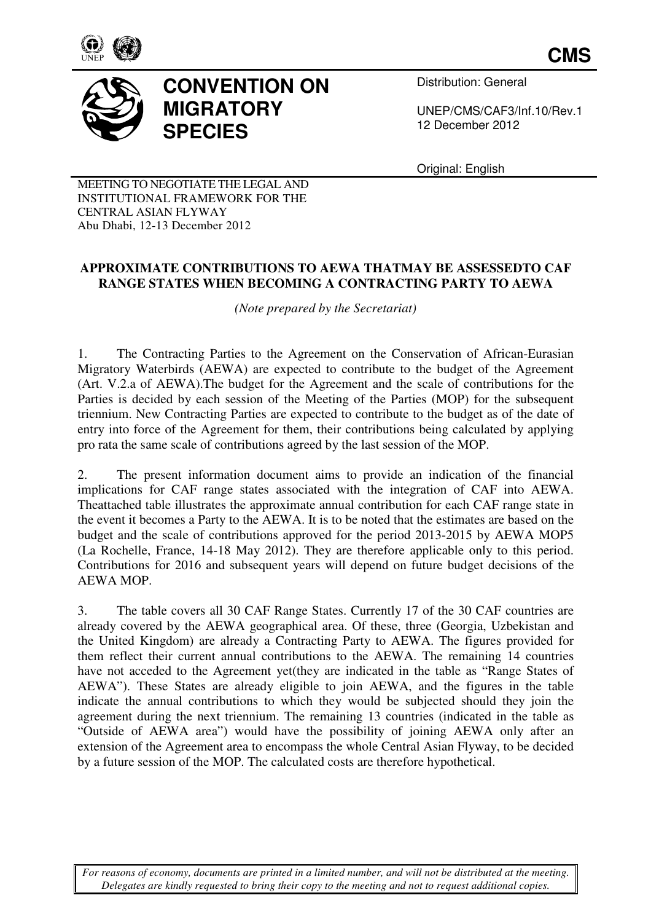**CMS**

# CONVENTION ON MIGRATORY SPECIES

Distribution: General

UNEP/CMS/CAF3/Inf.10/Rev.1
12 December 2012

Original: English

MEETING TO NEGOTIATE THE LEGAL AND INSTITUTIONAL FRAMEWORK FOR THE CENTRAL ASIAN FLYWAY
Abu Dhabi, 12-13 December 2012

## APPROXIMATE CONTRIBUTIONS TO AEWA THATMAY BE ASSESSEDTO CAF RANGE STATES WHEN BECOMING A CONTRACTING PARTY TO AEWA

*(Note prepared by the Secretariat)*

1. The Contracting Parties to the Agreement on the Conservation of African-Eurasian Migratory Waterbirds (AEWA) are expected to contribute to the budget of the Agreement (Art. V.2.a of AEWA).The budget for the Agreement and the scale of contributions for the Parties is decided by each session of the Meeting of the Parties (MOP) for the subsequent triennium. New Contracting Parties are expected to contribute to the budget as of the date of entry into force of the Agreement for them, their contributions being calculated by applying pro rata the same scale of contributions agreed by the last session of the MOP.

2. The present information document aims to provide an indication of the financial implications for CAF range states associated with the integration of CAF into AEWA. Theattached table illustrates the approximate annual contribution for each CAF range state in the event it becomes a Party to the AEWA. It is to be noted that the estimates are based on the budget and the scale of contributions approved for the period 2013-2015 by AEWA MOP5 (La Rochelle, France, 14-18 May 2012). They are therefore applicable only to this period. Contributions for 2016 and subsequent years will depend on future budget decisions of the AEWA MOP.

3. The table covers all 30 CAF Range States. Currently 17 of the 30 CAF countries are already covered by the AEWA geographical area. Of these, three (Georgia, Uzbekistan and the United Kingdom) are already a Contracting Party to AEWA. The figures provided for them reflect their current annual contributions to the AEWA. The remaining 14 countries have not acceded to the Agreement yet(they are indicated in the table as "Range States of AEWA"). These States are already eligible to join AEWA, and the figures in the table indicate the annual contributions to which they would be subjected should they join the agreement during the next triennium. The remaining 13 countries (indicated in the table as "Outside of AEWA area") would have the possibility of joining AEWA only after an extension of the Agreement area to encompass the whole Central Asian Flyway, to be decided by a future session of the MOP. The calculated costs are therefore hypothetical.

*For reasons of economy, documents are printed in a limited number, and will not be distributed at the meeting. Delegates are kindly requested to bring their copy to the meeting and not to request additional copies.*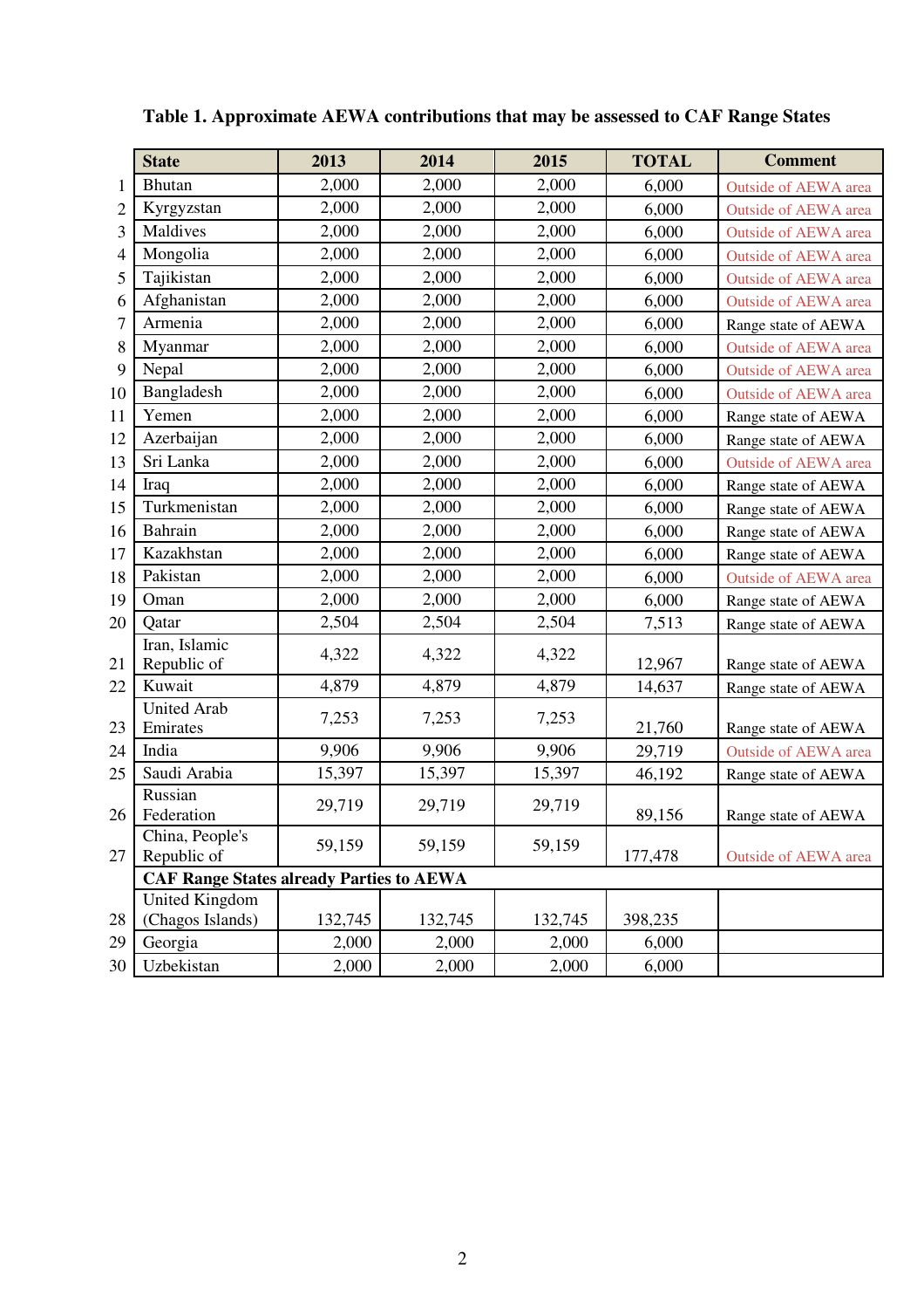**Table 1. Approximate AEWA contributions that may be assessed to CAF Range States**

| | State | 2013 | 2014 | 2015 | TOTAL | Comment |
|---|---|---|---|---|---|---|
| 1 | Bhutan | 2,000 | 2,000 | 2,000 | 6,000 | Outside of AEWA area |
| 2 | Kyrgyzstan | 2,000 | 2,000 | 2,000 | 6,000 | Outside of AEWA area |
| 3 | Maldives | 2,000 | 2,000 | 2,000 | 6,000 | Outside of AEWA area |
| 4 | Mongolia | 2,000 | 2,000 | 2,000 | 6,000 | Outside of AEWA area |
| 5 | Tajikistan | 2,000 | 2,000 | 2,000 | 6,000 | Outside of AEWA area |
| 6 | Afghanistan | 2,000 | 2,000 | 2,000 | 6,000 | Outside of AEWA area |
| 7 | Armenia | 2,000 | 2,000 | 2,000 | 6,000 | Range state of AEWA |
| 8 | Myanmar | 2,000 | 2,000 | 2,000 | 6,000 | Outside of AEWA area |
| 9 | Nepal | 2,000 | 2,000 | 2,000 | 6,000 | Outside of AEWA area |
| 10 | Bangladesh | 2,000 | 2,000 | 2,000 | 6,000 | Outside of AEWA area |
| 11 | Yemen | 2,000 | 2,000 | 2,000 | 6,000 | Range state of AEWA |
| 12 | Azerbaijan | 2,000 | 2,000 | 2,000 | 6,000 | Range state of AEWA |
| 13 | Sri Lanka | 2,000 | 2,000 | 2,000 | 6,000 | Outside of AEWA area |
| 14 | Iraq | 2,000 | 2,000 | 2,000 | 6,000 | Range state of AEWA |
| 15 | Turkmenistan | 2,000 | 2,000 | 2,000 | 6,000 | Range state of AEWA |
| 16 | Bahrain | 2,000 | 2,000 | 2,000 | 6,000 | Range state of AEWA |
| 17 | Kazakhstan | 2,000 | 2,000 | 2,000 | 6,000 | Range state of AEWA |
| 18 | Pakistan | 2,000 | 2,000 | 2,000 | 6,000 | Outside of AEWA area |
| 19 | Oman | 2,000 | 2,000 | 2,000 | 6,000 | Range state of AEWA |
| 20 | Qatar | 2,504 | 2,504 | 2,504 | 7,513 | Range state of AEWA |
| 21 | Iran, Islamic Republic of | 4,322 | 4,322 | 4,322 | 12,967 | Range state of AEWA |
| 22 | Kuwait | 4,879 | 4,879 | 4,879 | 14,637 | Range state of AEWA |
| 23 | United Arab Emirates | 7,253 | 7,253 | 7,253 | 21,760 | Range state of AEWA |
| 24 | India | 9,906 | 9,906 | 9,906 | 29,719 | Outside of AEWA area |
| 25 | Saudi Arabia | 15,397 | 15,397 | 15,397 | 46,192 | Range state of AEWA |
| 26 | Russian Federation | 29,719 | 29,719 | 29,719 | 89,156 | Range state of AEWA |
| 27 | China, People's Republic of | 59,159 | 59,159 | 59,159 | 177,478 | Outside of AEWA area |
| | **CAF Range States already Parties to AEWA** | | | | | |
| 28 | United Kingdom (Chagos Islands) | 132,745 | 132,745 | 132,745 | 398,235 | |
| 29 | Georgia | 2,000 | 2,000 | 2,000 | 6,000 | |
| 30 | Uzbekistan | 2,000 | 2,000 | 2,000 | 6,000 | |